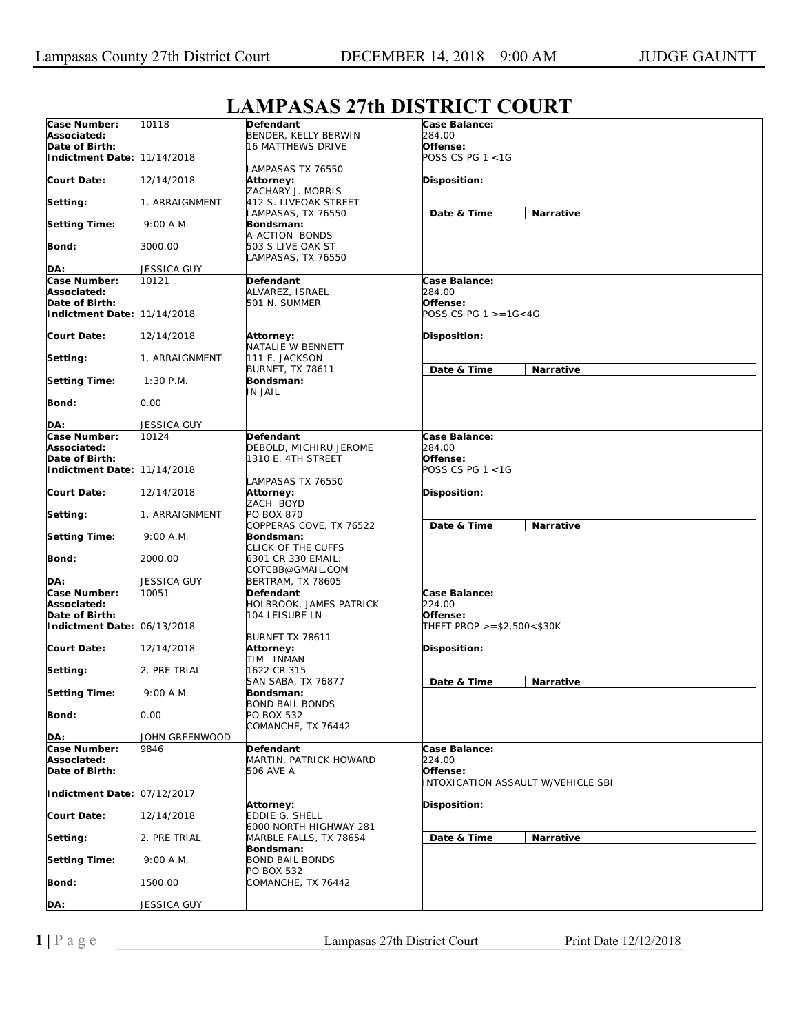# LAMPASAS 27th DISTRICT COURT

| | | | |
|---|---|---|---|
| **Case Number:** 10118 | **Defendant** BENDER, KELLY BERWIN 16 MATTHEWS DRIVE LAMPASAS TX 76550 | **Case Balance:** 284.00 | |
| **Associated:** | | **Offense:** POSS CS PG 1 <1G | |
| **Date of Birth:** | | | |
| **Indictment Date:** 11/14/2018 | | | |
| **Court Date:** 12/14/2018 | **Attorney:** ZACHARY J. MORRIS 412 S. LIVEOAK STREET LAMPASAS, TX 76550 | **Disposition:** | |
| **Setting:** 1. ARRAIGNMENT | | **Date & Time** | **Narrative** |
| **Setting Time:** 9:00 A.M. | **Bondsman:** A-ACTION BONDS 503 S LIVE OAK ST LAMPASAS, TX 76550 | | |
| **Bond:** 3000.00 | | | |
| **DA:** JESSICA GUY | | | |

| | | | |
|---|---|---|---|
| **Case Number:** 10121 | **Defendant** ALVAREZ, ISRAEL 501 N. SUMMER | **Case Balance:** 284.00 | |
| **Associated:** | | **Offense:** POSS CS PG 1 >=1G<4G | |
| **Date of Birth:** | | | |
| **Indictment Date:** 11/14/2018 | | | |
| **Court Date:** 12/14/2018 | **Attorney:** NATALIE W BENNETT 111 E. JACKSON BURNET, TX 78611 | **Disposition:** | |
| **Setting:** 1. ARRAIGNMENT | | **Date & Time** | **Narrative** |
| **Setting Time:** 1:30 P.M. | **Bondsman:** IN JAIL | | |
| **Bond:** 0.00 | | | |
| **DA:** JESSICA GUY | | | |

| | | | |
|---|---|---|---|
| **Case Number:** 10124 | **Defendant** DEBOLD, MICHIRU JEROME 1310 E. 4TH STREET LAMPASAS TX 76550 | **Case Balance:** 284.00 | |
| **Associated:** | | **Offense:** POSS CS PG 1 <1G | |
| **Date of Birth:** | | | |
| **Indictment Date:** 11/14/2018 | | | |
| **Court Date:** 12/14/2018 | **Attorney:** ZACH BOYD PO BOX 870 COPPERAS COVE, TX 76522 | **Disposition:** | |
| **Setting:** 1. ARRAIGNMENT | | **Date & Time** | **Narrative** |
| **Setting Time:** 9:00 A.M. | **Bondsman:** CLICK OF THE CUFFS 6301 CR 330 EMAIL: COTCBB@GMAIL.COM BERTRAM, TX 78605 | | |
| **Bond:** 2000.00 | | | |
| **DA:** JESSICA GUY | | | |

| | | | |
|---|---|---|---|
| **Case Number:** 10051 | **Defendant** HOLBROOK, JAMES PATRICK 104 LEISURE LN BURNET TX 78611 | **Case Balance:** 224.00 | |
| **Associated:** | | **Offense:** THEFT PROP >=$2,500<$30K | |
| **Date of Birth:** | | | |
| **Indictment Date:** 06/13/2018 | | | |
| **Court Date:** 12/14/2018 | **Attorney:** TIM INMAN 1622 CR 315 SAN SABA, TX 76877 | **Disposition:** | |
| **Setting:** 2. PRE TRIAL | | **Date & Time** | **Narrative** |
| **Setting Time:** 9:00 A.M. | **Bondsman:** BOND BAIL BONDS PO BOX 532 COMANCHE, TX 76442 | | |
| **Bond:** 0.00 | | | |
| **DA:** JOHN GREENWOOD | | | |

| | | | |
|---|---|---|---|
| **Case Number:** 9846 | **Defendant** MARTIN, PATRICK HOWARD 506 AVE A | **Case Balance:** 224.00 | |
| **Associated:** | | **Offense:** INTOXICATION ASSAULT W/VEHICLE SBI | |
| **Date of Birth:** | | | |
| **Indictment Date:** 07/12/2017 | | | |
| **Court Date:** 12/14/2018 | **Attorney:** EDDIE G. SHELL 6000 NORTH HIGHWAY 281 MARBLE FALLS, TX 78654 | **Disposition:** | |
| **Setting:** 2. PRE TRIAL | | **Date & Time** | **Narrative** |
| **Setting Time:** 9:00 A.M. | **Bondsman:** BOND BAIL BONDS PO BOX 532 COMANCHE, TX 76442 | | |
| **Bond:** 1500.00 | | | |
| **DA:** JESSICA GUY | | | |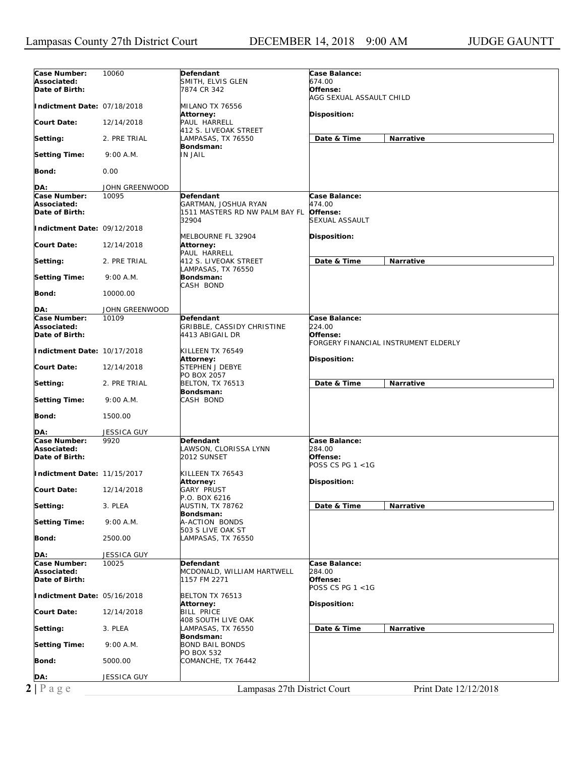| Case Number: | 10060 | Defendant | Case Balance: |
|---|---|---|---|
| Associated: | | SMITH, ELVIS GLEN | 674.00 |
| Date of Birth: | | 7874 CR 342 | Offense: |
| | | | AGG SEXUAL ASSAULT CHILD |
| Indictment Date: | 07/18/2018 | MILANO TX 76556 | |
| | | Attorney: | Disposition: |
| Court Date: | 12/14/2018 | PAUL HARRELL | |
| | | 412 S. LIVEOAK STREET | |
| Setting: | 2. PRE TRIAL | LAMPASAS, TX 76550 | Date & Time / Narrative |
| | | Bondsman: | |
| Setting Time: | 9:00 A.M. | IN JAIL | |
| Bond: | 0.00 | | |
| DA: | JOHN GREENWOOD | | |

| Case Number: | 10095 | Defendant | Case Balance: |
|---|---|---|---|
| Associated: | | GARTMAN, JOSHUA RYAN | 474.00 |
| Date of Birth: | | 1511 MASTERS RD NW PALM BAY FL 32904 | Offense: |
| | | | SEXUAL ASSAULT |
| Indictment Date: | 09/12/2018 | MELBOURNE FL 32904 | Disposition: |
| Court Date: | 12/14/2018 | Attorney: | |
| | | PAUL HARRELL | |
| Setting: | 2. PRE TRIAL | 412 S. LIVEOAK STREET | Date & Time / Narrative |
| | | LAMPASAS, TX 76550 | |
| Setting Time: | 9:00 A.M. | Bondsman: | |
| | | CASH BOND | |
| Bond: | 10000.00 | | |
| DA: | JOHN GREENWOOD | | |

| Case Number: | 10109 | Defendant | Case Balance: |
|---|---|---|---|
| Associated: | | GRIBBLE, CASSIDY CHRISTINE | 224.00 |
| Date of Birth: | | 4413 ABIGAIL DR | Offense: |
| | | | FORGERY FINANCIAL INSTRUMENT ELDERLY |
| Indictment Date: | 10/17/2018 | KILLEEN TX 76549 | |
| | | Attorney: | Disposition: |
| Court Date: | 12/14/2018 | STEPHEN J DEBYE | |
| | | PO BOX 2057 | |
| Setting: | 2. PRE TRIAL | BELTON, TX 76513 | Date & Time / Narrative |
| | | Bondsman: | |
| Setting Time: | 9:00 A.M. | CASH BOND | |
| Bond: | 1500.00 | | |
| DA: | JESSICA GUY | | |

| Case Number: | 9920 | Defendant | Case Balance: |
|---|---|---|---|
| Associated: | | LAWSON, CLORISSA LYNN | 284.00 |
| Date of Birth: | | 2012 SUNSET | Offense: |
| | | | POSS CS PG 1 <1G |
| Indictment Date: | 11/15/2017 | KILLEEN TX 76543 | |
| | | Attorney: | Disposition: |
| Court Date: | 12/14/2018 | GARY PRUST | |
| | | P.O. BOX 6216 | |
| Setting: | 3. PLEA | AUSTIN, TX 78762 | Date & Time / Narrative |
| | | Bondsman: | |
| Setting Time: | 9:00 A.M. | A-ACTION BONDS | |
| | | 503 S LIVE OAK ST | |
| Bond: | 2500.00 | LAMPASAS, TX 76550 | |
| DA: | JESSICA GUY | | |

| Case Number: | 10025 | Defendant | Case Balance: |
|---|---|---|---|
| Associated: | | MCDONALD, WILLIAM HARTWELL | 284.00 |
| Date of Birth: | | 1157 FM 2271 | Offense: |
| | | | POSS CS PG 1 <1G |
| Indictment Date: | 05/16/2018 | BELTON TX 76513 | |
| | | Attorney: | Disposition: |
| Court Date: | 12/14/2018 | BILL PRICE | |
| | | 408 SOUTH LIVE OAK | |
| Setting: | 3. PLEA | LAMPASAS, TX 76550 | Date & Time / Narrative |
| | | Bondsman: | |
| Setting Time: | 9:00 A.M. | BOND BAIL BONDS | |
| | | PO BOX 532 | |
| Bond: | 5000.00 | COMANCHE, TX 76442 | |
| DA: | JESSICA GUY | | |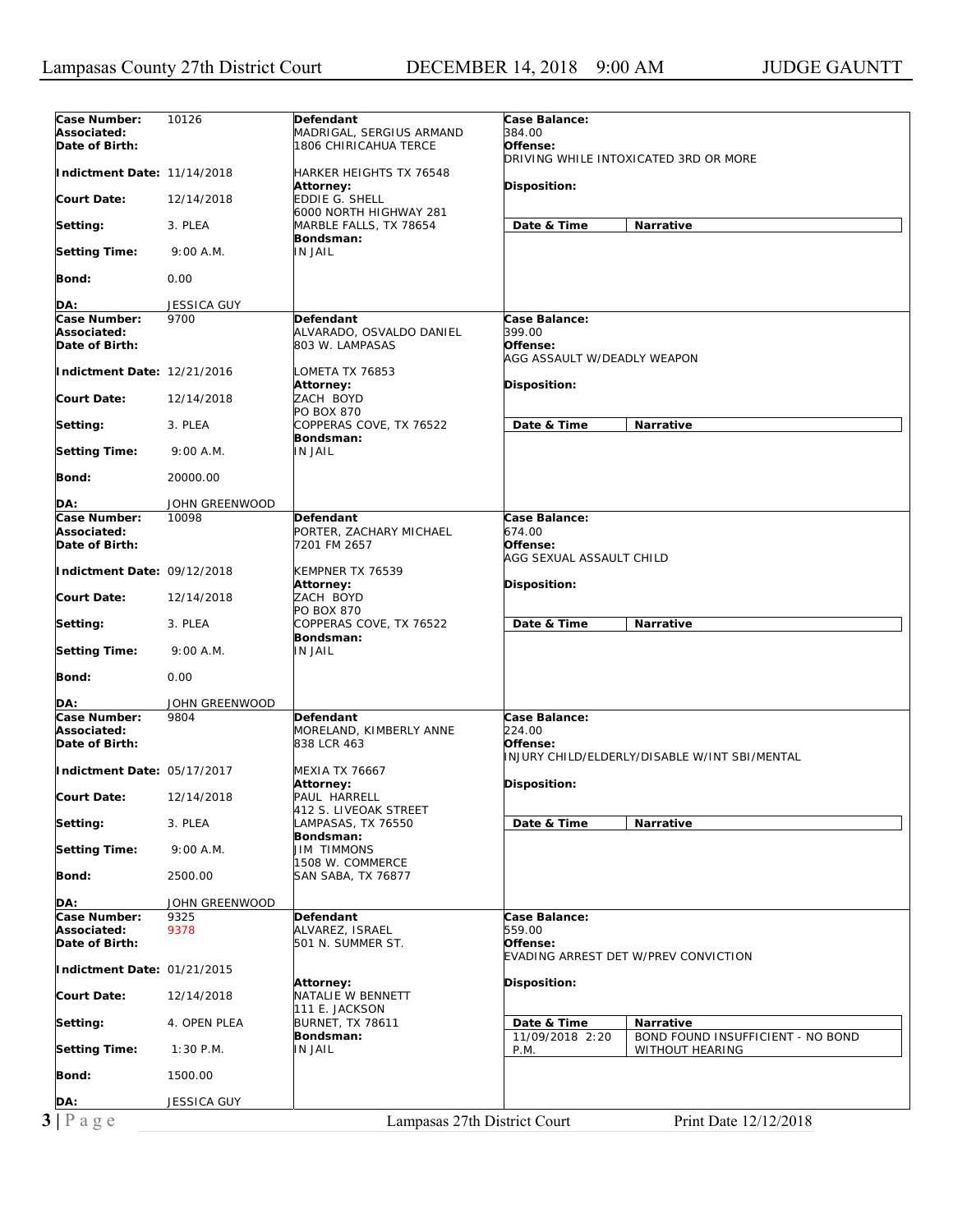| Case Number: | 10126 | Defendant | Case Balance: |
|---|---|---|---|
| Associated: | | MADRIGAL, SERGIUS ARMAND | 384.00 |
| Date of Birth: | | 1806 CHIRICAHUA TERCE | Offense: |
| | | | DRIVING WHILE INTOXICATED 3RD OR MORE |
| Indictment Date: | 11/14/2018 | HARKER HEIGHTS TX 76548 | |
| | | Attorney: | Disposition: |
| Court Date: | 12/14/2018 | EDDIE G. SHELL | |
| | | 6000 NORTH HIGHWAY 281 | |
| Setting: | 3. PLEA | MARBLE FALLS, TX 78654 | Date & Time / Narrative |
| | | Bondsman: | |
| Setting Time: | 9:00 A.M. | IN JAIL | |
| Bond: | 0.00 | | |
| DA: | JESSICA GUY | | |

| Case Number: | 9700 | Defendant | Case Balance: |
|---|---|---|---|
| Associated: | | ALVARADO, OSVALDO DANIEL | 399.00 |
| Date of Birth: | | 803 W. LAMPASAS | Offense: |
| | | | AGG ASSAULT W/DEADLY WEAPON |
| Indictment Date: | 12/21/2016 | LOMETA TX 76853 | |
| | | Attorney: | Disposition: |
| Court Date: | 12/14/2018 | ZACH BOYD | |
| | | PO BOX 870 | |
| Setting: | 3. PLEA | COPPERAS COVE, TX 76522 | Date & Time / Narrative |
| | | Bondsman: | |
| Setting Time: | 9:00 A.M. | IN JAIL | |
| Bond: | 20000.00 | | |
| DA: | JOHN GREENWOOD | | |

| Case Number: | 10098 | Defendant | Case Balance: |
|---|---|---|---|
| Associated: | | PORTER, ZACHARY MICHAEL | 674.00 |
| Date of Birth: | | 7201 FM 2657 | Offense: |
| | | | AGG SEXUAL ASSAULT CHILD |
| Indictment Date: | 09/12/2018 | KEMPNER TX 76539 | |
| | | Attorney: | Disposition: |
| Court Date: | 12/14/2018 | ZACH BOYD | |
| | | PO BOX 870 | |
| Setting: | 3. PLEA | COPPERAS COVE, TX 76522 | Date & Time / Narrative |
| | | Bondsman: | |
| Setting Time: | 9:00 A.M. | IN JAIL | |
| Bond: | 0.00 | | |
| DA: | JOHN GREENWOOD | | |

| Case Number: | 9804 | Defendant | Case Balance: |
|---|---|---|---|
| Associated: | | MORELAND, KIMBERLY ANNE | 224.00 |
| Date of Birth: | | 838 LCR 463 | Offense: |
| | | | INJURY CHILD/ELDERLY/DISABLE W/INT SBI/MENTAL |
| Indictment Date: | 05/17/2017 | MEXIA TX 76667 | |
| | | Attorney: | Disposition: |
| Court Date: | 12/14/2018 | PAUL HARRELL | |
| | | 412 S. LIVEOAK STREET | |
| Setting: | 3. PLEA | LAMPASAS, TX 76550 | Date & Time / Narrative |
| | | Bondsman: | |
| Setting Time: | 9:00 A.M. | JIM TIMMONS | |
| | | 1508 W. COMMERCE | |
| Bond: | 2500.00 | SAN SABA, TX 76877 | |
| DA: | JOHN GREENWOOD | | |

| Case Number: | 9325 | Defendant | Case Balance: |
|---|---|---|---|
| Associated: | 9378 | ALVAREZ, ISRAEL | 559.00 |
| Date of Birth: | | 501 N. SUMMER ST. | Offense: |
| | | | EVADING ARREST DET W/PREV CONVICTION |
| Indictment Date: | 01/21/2015 | | |
| | | Attorney: | Disposition: |
| Court Date: | 12/14/2018 | NATALIE W BENNETT | |
| | | 111 E. JACKSON | |
| Setting: | 4. OPEN PLEA | BURNET, TX 78611 | Date & Time / Narrative |
| | | Bondsman: | 11/09/2018 2:20 P.M. / BOND FOUND INSUFFICIENT - NO BOND WITHOUT HEARING |
| Setting Time: | 1:30 P.M. | IN JAIL | |
| Bond: | 1500.00 | | |
| DA: | JESSICA GUY | | |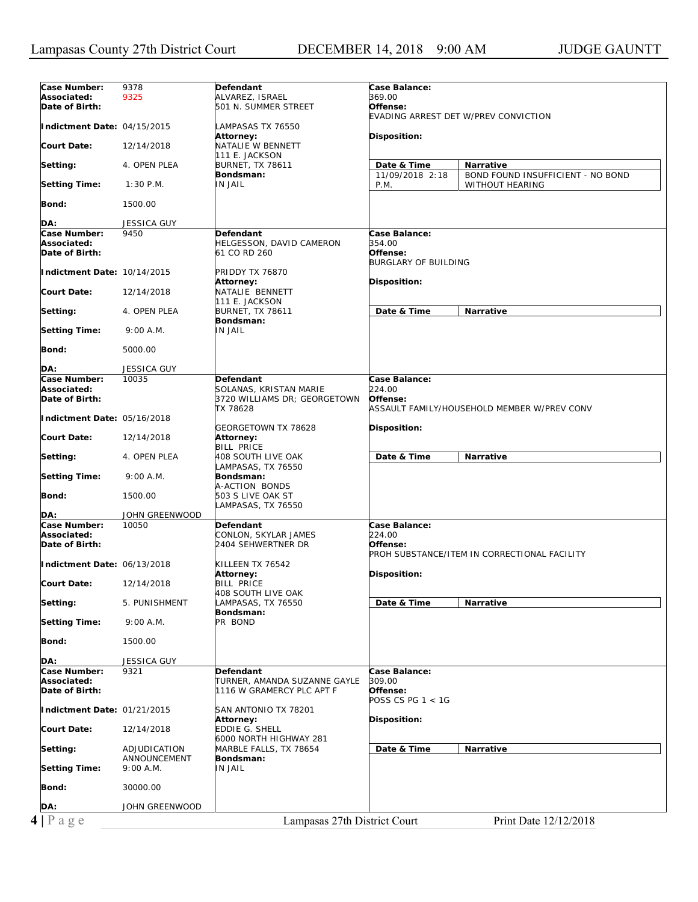| Case Number: | 9378 | Defendant | Case Balance: |
|---|---|---|---|
| Associated: | 9325 | ALVAREZ, ISRAEL | 369.00 |
| Date of Birth: | | 501 N. SUMMER STREET | Offense: EVADING ARREST DET W/PREV CONVICTION |
| Indictment Date: | 04/15/2015 | LAMPASAS TX 76550 | |
| Court Date: | 12/14/2018 | Attorney: NATALIE W BENNETT, 111 E. JACKSON, BURNET, TX 78611 | Disposition: |
| Setting: | 4. OPEN PLEA | Bondsman: IN JAIL | Date & Time: 11/09/2018 2:18 P.M. — Narrative: BOND FOUND INSUFFICIENT - NO BOND WITHOUT HEARING |
| Setting Time: | 1:30 P.M. | | |
| Bond: | 1500.00 | | |
| DA: | JESSICA GUY | | |

| Case Number: | 9450 | Defendant | Case Balance: |
|---|---|---|---|
| Associated: | | HELGESSON, DAVID CAMERON | 354.00 |
| Date of Birth: | | 61 CO RD 260 | Offense: BURGLARY OF BUILDING |
| Indictment Date: | 10/14/2015 | PRIDDY TX 76870 | |
| Court Date: | 12/14/2018 | Attorney: NATALIE BENNETT, 111 E. JACKSON, BURNET, TX 78611 | Disposition: |
| Setting: | 4. OPEN PLEA | Bondsman: IN JAIL | Date & Time / Narrative |
| Setting Time: | 9:00 A.M. | | |
| Bond: | 5000.00 | | |
| DA: | JESSICA GUY | | |

| Case Number: | 10035 | Defendant | Case Balance: |
|---|---|---|---|
| Associated: | | SOLANAS, KRISTAN MARIE | 224.00 |
| Date of Birth: | | 3720 WILLIAMS DR; GEORGETOWN TX 78628 | Offense: ASSAULT FAMILY/HOUSEHOLD MEMBER W/PREV CONV |
| Indictment Date: | 05/16/2018 | GEORGETOWN TX 78628 | |
| Court Date: | 12/14/2018 | Attorney: BILL PRICE, 408 SOUTH LIVE OAK, LAMPASAS, TX 76550 | Disposition: |
| Setting: | 4. OPEN PLEA | Bondsman: A-ACTION BONDS, 503 S LIVE OAK ST, LAMPASAS, TX 76550 | Date & Time / Narrative |
| Setting Time: | 9:00 A.M. | | |
| Bond: | 1500.00 | | |
| DA: | JOHN GREENWOOD | | |

| Case Number: | 10050 | Defendant | Case Balance: |
|---|---|---|---|
| Associated: | | CONLON, SKYLAR JAMES | 224.00 |
| Date of Birth: | | 2404 SEHWERTNER DR | Offense: PROH SUBSTANCE/ITEM IN CORRECTIONAL FACILITY |
| Indictment Date: | 06/13/2018 | KILLEEN TX 76542 | |
| Court Date: | 12/14/2018 | Attorney: BILL PRICE, 408 SOUTH LIVE OAK, LAMPASAS, TX 76550 | Disposition: |
| Setting: | 5. PUNISHMENT | Bondsman: PR BOND | Date & Time / Narrative |
| Setting Time: | 9:00 A.M. | | |
| Bond: | 1500.00 | | |
| DA: | JESSICA GUY | | |

| Case Number: | 9321 | Defendant | Case Balance: |
|---|---|---|---|
| Associated: | | TURNER, AMANDA SUZANNE GAYLE | 309.00 |
| Date of Birth: | | 1116 W GRAMERCY PLC APT F | Offense: POSS CS PG 1 < 1G |
| Indictment Date: | 01/21/2015 | SAN ANTONIO TX 78201 | |
| Court Date: | 12/14/2018 | Attorney: EDDIE G. SHELL, 6000 NORTH HIGHWAY 281, MARBLE FALLS, TX 78654 | Disposition: |
| Setting: | ADJUDICATION ANNOUNCEMENT | Bondsman: IN JAIL | Date & Time / Narrative |
| Setting Time: | 9:00 A.M. | | |
| Bond: | 30000.00 | | |
| DA: | JOHN GREENWOOD | | |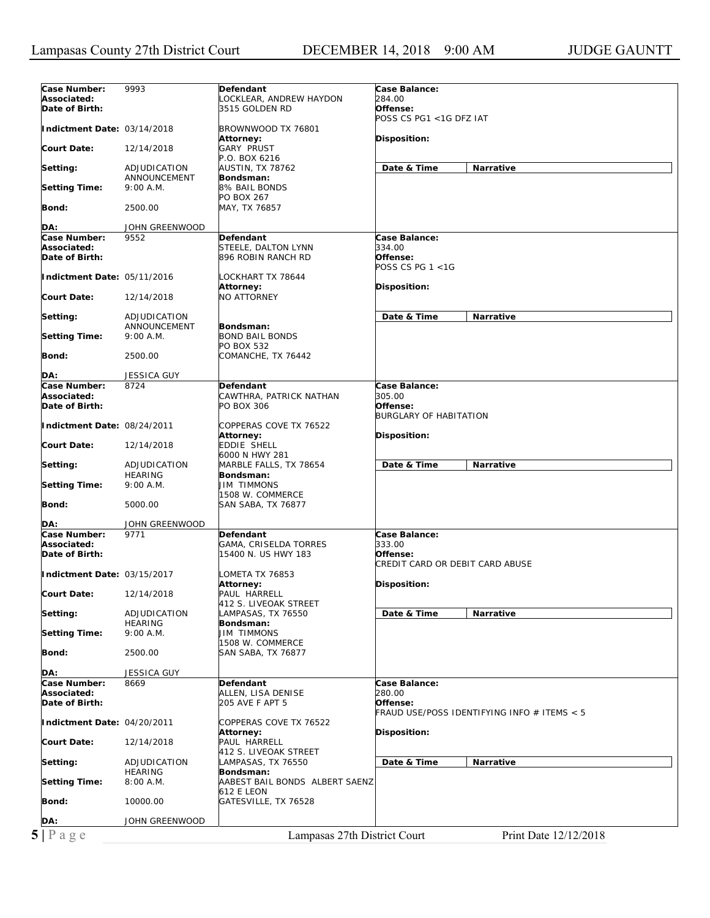| | | | |
|---|---|---|---|
| **Case Number:** 9993<br>**Associated:**<br>**Date of Birth:**<br>**Indictment Date:** 03/14/2018<br>**Court Date:** 12/14/2018<br>**Setting:** ADJUDICATION ANNOUNCEMENT<br>**Setting Time:** 9:00 A.M.<br>**Bond:** 2500.00<br>**DA:** JOHN GREENWOOD | **Defendant**<br>LOCKLEAR, ANDREW HAYDON<br>3515 GOLDEN RD<br>BROWNWOOD TX 76801<br>**Attorney:**<br>GARY PRUST<br>P.O. BOX 6216<br>AUSTIN, TX 78762<br>**Bondsman:**<br>8% BAIL BONDS<br>PO BOX 267<br>MAY, TX 76857 | **Case Balance:**<br>284.00<br>**Offense:**<br>POSS CS PG1 <1G DFZ IAT<br>**Disposition:** | **Date & Time** / **Narrative** |
| **Case Number:** 9552<br>**Associated:**<br>**Date of Birth:**<br>**Indictment Date:** 05/11/2016<br>**Court Date:** 12/14/2018<br>**Setting:** ADJUDICATION ANNOUNCEMENT<br>**Setting Time:** 9:00 A.M.<br>**Bond:** 2500.00<br>**DA:** JESSICA GUY | **Defendant**<br>STEELE, DALTON LYNN<br>896 ROBIN RANCH RD<br>LOCKHART TX 78644<br>**Attorney:**<br>NO ATTORNEY<br>**Bondsman:**<br>BOND BAIL BONDS<br>PO BOX 532<br>COMANCHE, TX 76442 | **Case Balance:**<br>334.00<br>**Offense:**<br>POSS CS PG 1 <1G<br>**Disposition:** | **Date & Time** / **Narrative** |
| **Case Number:** 8724<br>**Associated:**<br>**Date of Birth:**<br>**Indictment Date:** 08/24/2011<br>**Court Date:** 12/14/2018<br>**Setting:** ADJUDICATION HEARING<br>**Setting Time:** 9:00 A.M.<br>**Bond:** 5000.00<br>**DA:** JOHN GREENWOOD | **Defendant**<br>CAWTHRA, PATRICK NATHAN<br>PO BOX 306<br>COPPERAS COVE TX 76522<br>**Attorney:**<br>EDDIE SHELL<br>6000 N HWY 281<br>MARBLE FALLS, TX 78654<br>**Bondsman:**<br>JIM TIMMONS<br>1508 W. COMMERCE<br>SAN SABA, TX 76877 | **Case Balance:**<br>305.00<br>**Offense:**<br>BURGLARY OF HABITATION<br>**Disposition:** | **Date & Time** / **Narrative** |
| **Case Number:** 9771<br>**Associated:**<br>**Date of Birth:**<br>**Indictment Date:** 03/15/2017<br>**Court Date:** 12/14/2018<br>**Setting:** ADJUDICATION HEARING<br>**Setting Time:** 9:00 A.M.<br>**Bond:** 2500.00<br>**DA:** JESSICA GUY | **Defendant**<br>GAMA, CRISELDA TORRES<br>15400 N. US HWY 183<br>LOMETA TX 76853<br>**Attorney:**<br>PAUL HARRELL<br>412 S. LIVEOAK STREET<br>LAMPASAS, TX 76550<br>**Bondsman:**<br>JIM TIMMONS<br>1508 W. COMMERCE<br>SAN SABA, TX 76877 | **Case Balance:**<br>333.00<br>**Offense:**<br>CREDIT CARD OR DEBIT CARD ABUSE<br>**Disposition:** | **Date & Time** / **Narrative** |
| **Case Number:** 8669<br>**Associated:**<br>**Date of Birth:**<br>**Indictment Date:** 04/20/2011<br>**Court Date:** 12/14/2018<br>**Setting:** ADJUDICATION HEARING<br>**Setting Time:** 8:00 A.M.<br>**Bond:** 10000.00<br>**DA:** JOHN GREENWOOD | **Defendant**<br>ALLEN, LISA DENISE<br>205 AVE F APT 5<br>COPPERAS COVE TX 76522<br>**Attorney:**<br>PAUL HARRELL<br>412 S. LIVEOAK STREET<br>LAMPASAS, TX 76550<br>**Bondsman:**<br>AABEST BAIL BONDS ALBERT SAENZ<br>612 E LEON<br>GATESVILLE, TX 76528 | **Case Balance:**<br>280.00<br>**Offense:**<br>FRAUD USE/POSS IDENTIFYING INFO # ITEMS < 5<br>**Disposition:** | **Date & Time** / **Narrative** |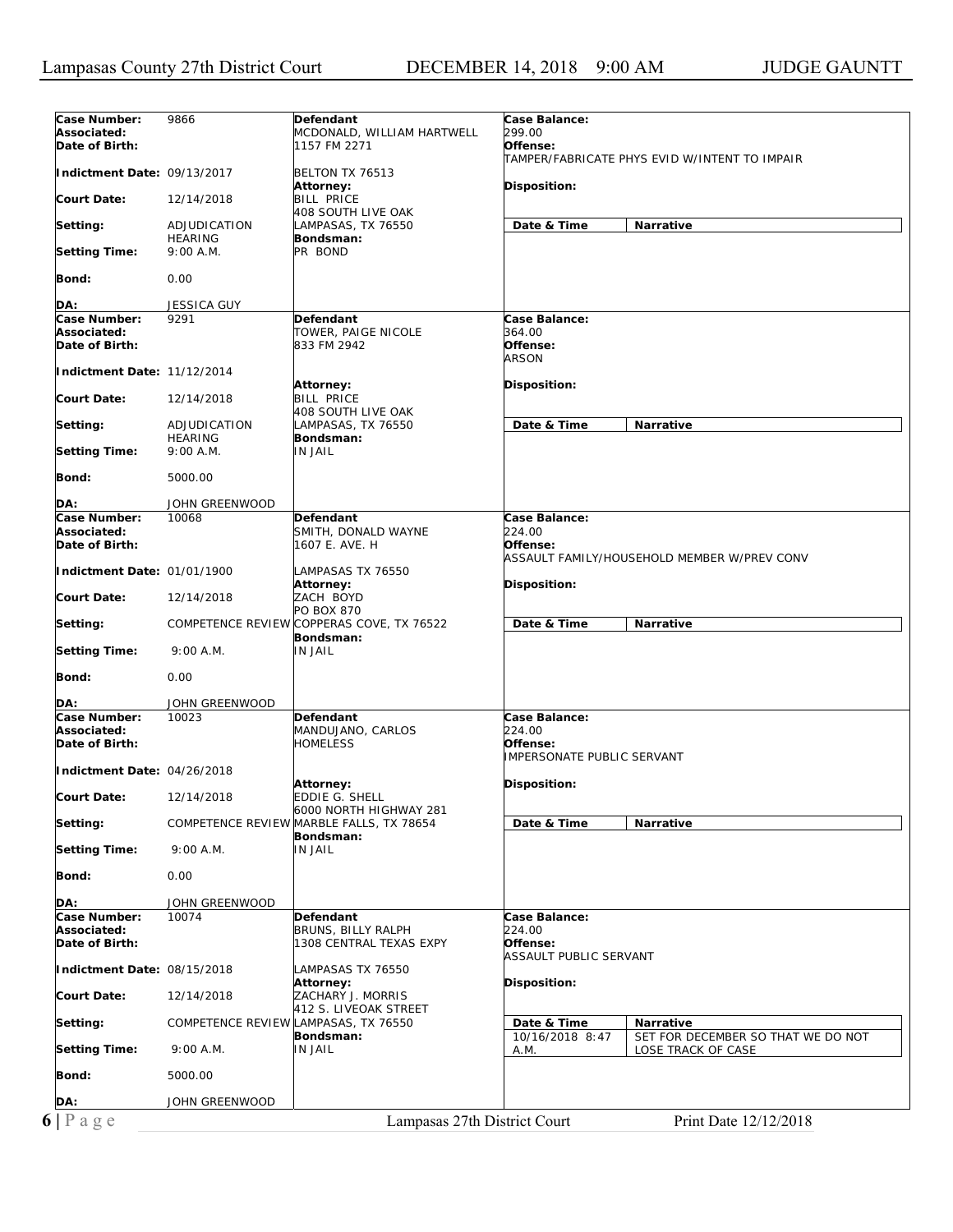**Case Number:** 9866
**Associated:**
**Date of Birth:**
**Indictment Date:** 09/13/2017
**Court Date:** 12/14/2018
**Setting:** ADJUDICATION HEARING
**Setting Time:** 9:00 A.M.
**Bond:** 0.00
**DA:** JESSICA GUY

**Defendant**
MCDONALD, WILLIAM HARTWELL
1157 FM 2271
BELTON TX 76513
**Attorney:**
BILL PRICE
408 SOUTH LIVE OAK
LAMPASAS, TX 76550
**Bondsman:**
PR BOND

**Case Balance:**
299.00
**Offense:**
TAMPER/FABRICATE PHYS EVID W/INTENT TO IMPAIR
**Disposition:**

| Date & Time | Narrative |
|---|---|

---

**Case Number:** 9291
**Associated:**
**Date of Birth:**
**Indictment Date:** 11/12/2014
**Court Date:** 12/14/2018
**Setting:** ADJUDICATION HEARING
**Setting Time:** 9:00 A.M.
**Bond:** 5000.00
**DA:** JOHN GREENWOOD

**Defendant**
TOWER, PAIGE NICOLE
833 FM 2942
**Attorney:**
BILL PRICE
408 SOUTH LIVE OAK
LAMPASAS, TX 76550
**Bondsman:**
IN JAIL

**Case Balance:**
364.00
**Offense:**
ARSON
**Disposition:**

| Date & Time | Narrative |
|---|---|

---

**Case Number:** 10068
**Associated:**
**Date of Birth:**
**Indictment Date:** 01/01/1900
**Court Date:** 12/14/2018
**Setting:** COMPETENCE REVIEW
**Setting Time:** 9:00 A.M.
**Bond:** 0.00
**DA:** JOHN GREENWOOD

**Defendant**
SMITH, DONALD WAYNE
1607 E. AVE. H
LAMPASAS TX 76550
**Attorney:**
ZACH BOYD
PO BOX 870
COPPERAS COVE, TX 76522
**Bondsman:**
IN JAIL

**Case Balance:**
224.00
**Offense:**
ASSAULT FAMILY/HOUSEHOLD MEMBER W/PREV CONV
**Disposition:**

| Date & Time | Narrative |
|---|---|

---

**Case Number:** 10023
**Associated:**
**Date of Birth:**
**Indictment Date:** 04/26/2018
**Court Date:** 12/14/2018
**Setting:** COMPETENCE REVIEW
**Setting Time:** 9:00 A.M.
**Bond:** 0.00
**DA:** JOHN GREENWOOD

**Defendant**
MANDUJANO, CARLOS
HOMELESS
**Attorney:**
EDDIE G. SHELL
6000 NORTH HIGHWAY 281
MARBLE FALLS, TX 78654
**Bondsman:**
IN JAIL

**Case Balance:**
224.00
**Offense:**
IMPERSONATE PUBLIC SERVANT
**Disposition:**

| Date & Time | Narrative |
|---|---|

---

**Case Number:** 10074
**Associated:**
**Date of Birth:**
**Indictment Date:** 08/15/2018
**Court Date:** 12/14/2018
**Setting:** COMPETENCE REVIEW
**Setting Time:** 9:00 A.M.
**Bond:** 5000.00
**DA:** JOHN GREENWOOD

**Defendant**
BRUNS, BILLY RALPH
1308 CENTRAL TEXAS EXPY
LAMPASAS TX 76550
**Attorney:**
ZACHARY J. MORRIS
412 S. LIVEOAK STREET
LAMPASAS, TX 76550
**Bondsman:**
IN JAIL

**Case Balance:**
224.00
**Offense:**
ASSAULT PUBLIC SERVANT
**Disposition:**

| Date & Time | Narrative |
|---|---|
| 10/16/2018 8:47 A.M. | SET FOR DECEMBER SO THAT WE DO NOT LOSE TRACK OF CASE |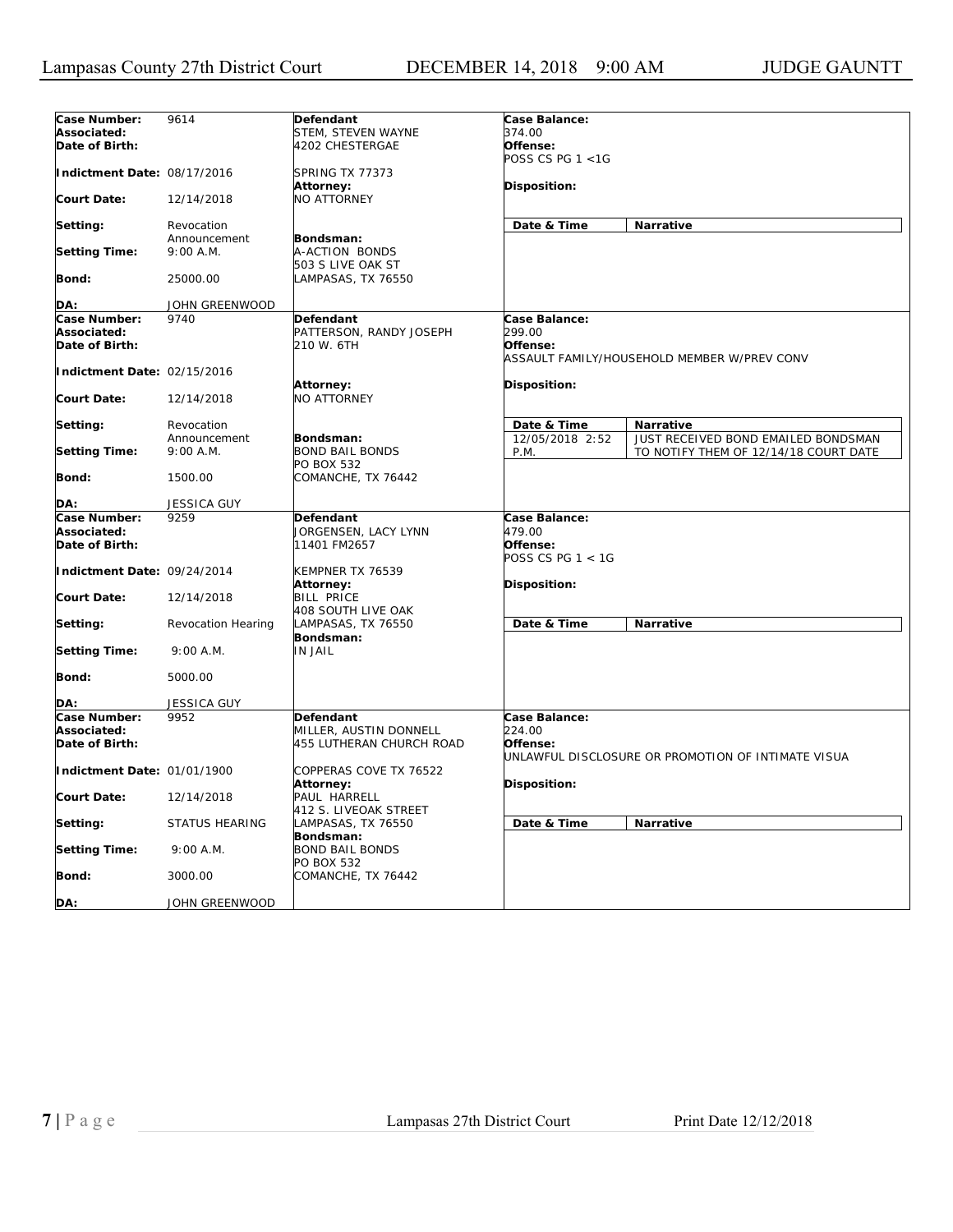| | | | |
|---|---|---|---|
| **Case Number:** 9614<br>**Associated:**<br>**Date of Birth:**<br>**Indictment Date:** 08/17/2016<br>**Court Date:** 12/14/2018<br>**Setting:** Revocation Announcement<br>**Setting Time:** 9:00 A.M.<br>**Bond:** 25000.00<br>**DA:** JOHN GREENWOOD | **Defendant**<br>STEM, STEVEN WAYNE<br>4202 CHESTERGAE<br>SPRING TX 77373<br>**Attorney:**<br>NO ATTORNEY<br>**Bondsman:**<br>A-ACTION BONDS<br>503 S LIVE OAK ST<br>LAMPASAS, TX 76550 | **Case Balance:**<br>374.00<br>**Offense:**<br>POSS CS PG 1 <1G<br>**Disposition:**<br>**Date & Time** | **Narrative** |
| **Case Number:** 9740<br>**Associated:**<br>**Date of Birth:**<br>**Indictment Date:** 02/15/2016<br>**Court Date:** 12/14/2018<br>**Setting:** Revocation Announcement<br>**Setting Time:** 9:00 A.M.<br>**Bond:** 1500.00<br>**DA:** JESSICA GUY | **Defendant**<br>PATTERSON, RANDY JOSEPH<br>210 W. 6TH<br>**Attorney:**<br>NO ATTORNEY<br>**Bondsman:**<br>BOND BAIL BONDS<br>PO BOX 532<br>COMANCHE, TX 76442 | **Case Balance:**<br>299.00<br>**Offense:**<br>ASSAULT FAMILY/HOUSEHOLD MEMBER W/PREV CONV<br>**Disposition:**<br>**Date & Time**<br>12/05/2018 2:52 P.M. | **Narrative**<br>JUST RECEIVED BOND EMAILED BONDSMAN TO NOTIFY THEM OF 12/14/18 COURT DATE |
| **Case Number:** 9259<br>**Associated:**<br>**Date of Birth:**<br>**Indictment Date:** 09/24/2014<br>**Court Date:** 12/14/2018<br>**Setting:** Revocation Hearing<br>**Setting Time:** 9:00 A.M.<br>**Bond:** 5000.00<br>**DA:** JESSICA GUY | **Defendant**<br>JORGENSEN, LACY LYNN<br>11401 FM2657<br>KEMPNER TX 76539<br>**Attorney:**<br>BILL PRICE<br>408 SOUTH LIVE OAK<br>LAMPASAS, TX 76550<br>**Bondsman:**<br>IN JAIL | **Case Balance:**<br>479.00<br>**Offense:**<br>POSS CS PG 1 < 1G<br>**Disposition:**<br>**Date & Time** | **Narrative** |
| **Case Number:** 9952<br>**Associated:**<br>**Date of Birth:**<br>**Indictment Date:** 01/01/1900<br>**Court Date:** 12/14/2018<br>**Setting:** STATUS HEARING<br>**Setting Time:** 9:00 A.M.<br>**Bond:** 3000.00<br>**DA:** JOHN GREENWOOD | **Defendant**<br>MILLER, AUSTIN DONNELL<br>455 LUTHERAN CHURCH ROAD<br>COPPERAS COVE TX 76522<br>**Attorney:**<br>PAUL HARRELL<br>412 S. LIVEOAK STREET<br>LAMPASAS, TX 76550<br>**Bondsman:**<br>BOND BAIL BONDS<br>PO BOX 532<br>COMANCHE, TX 76442 | **Case Balance:**<br>224.00<br>**Offense:**<br>UNLAWFUL DISCLOSURE OR PROMOTION OF INTIMATE VISUA<br>**Disposition:**<br>**Date & Time** | **Narrative** |